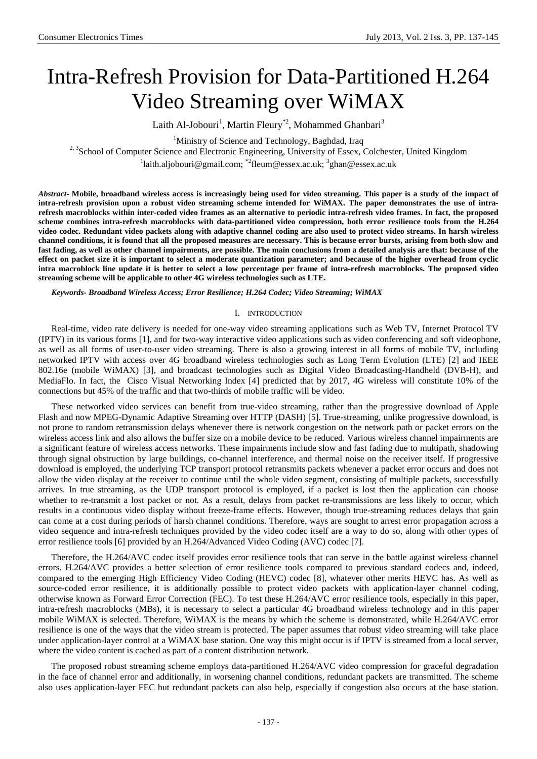# Intra-Refresh Provision for Data-Partitioned H.264 Video Streaming over WiMAX

Laith Al-Jobouri[1], Martin Fleury[*2], Mohammed Ghanbari[3]

[1]Ministry of Science and Technology, Baghdad, Iraq

[2, 3]School of Computer Science and Electronic Engineering, University of Essex, Colchester, United Kingdom

[1]laith.aljobouri@gmail.com; [*2]fleum@essex.ac.uk; [3]ghan@essex.ac.uk

***Abstract-*** **Mobile, broadband wireless access is increasingly being used for video streaming. This paper is a study of the impact of intra-refresh provision upon a robust video streaming scheme intended for WiMAX. The paper demonstrates the use of intra-refresh macroblocks within inter-coded video frames as an alternative to periodic intra-refresh video frames. In fact, the proposed scheme combines intra-refresh macroblocks with data-partitioned video compression, both error resilience tools from the H.264 video codec. Redundant video packets along with adaptive channel coding are also used to protect video streams. In harsh wireless channel conditions, it is found that all the proposed measures are necessary. This is because error bursts, arising from both slow and fast fading, as well as other channel impairments, are possible. The main conclusions from a detailed analysis are that: because of the effect on packet size it is important to select a moderate quantization parameter; and because of the higher overhead from cyclic intra macroblock line update it is better to select a low percentage per frame of intra-refresh macroblocks. The proposed video streaming scheme will be applicable to other 4G wireless technologies such as LTE.**

***Keywords- Broadband Wireless Access; Error Resilience; H.264 Codec; Video Streaming; WiMAX***

## I. INTRODUCTION

Real-time, video rate delivery is needed for one-way video streaming applications such as Web TV, Internet Protocol TV (IPTV) in its various forms [1], and for two-way interactive video applications such as video conferencing and soft videophone, as well as all forms of user-to-user video streaming. There is also a growing interest in all forms of mobile TV, including networked IPTV with access over 4G broadband wireless technologies such as Long Term Evolution (LTE) [2] and IEEE 802.16e (mobile WiMAX) [3], and broadcast technologies such as Digital Video Broadcasting-Handheld (DVB-H), and MediaFlo. In fact, the Cisco Visual Networking Index [4] predicted that by 2017, 4G wireless will constitute 10% of the connections but 45% of the traffic and that two-thirds of mobile traffic will be video.

These networked video services can benefit from true-video streaming, rather than the progressive download of Apple Flash and now MPEG-Dynamic Adaptive Streaming over HTTP (DASH) [5]. True-streaming, unlike progressive download, is not prone to random retransmission delays whenever there is network congestion on the network path or packet errors on the wireless access link and also allows the buffer size on a mobile device to be reduced. Various wireless channel impairments are a significant feature of wireless access networks. These impairments include slow and fast fading due to multipath, shadowing through signal obstruction by large buildings, co-channel interference, and thermal noise on the receiver itself. If progressive download is employed, the underlying TCP transport protocol retransmits packets whenever a packet error occurs and does not allow the video display at the receiver to continue until the whole video segment, consisting of multiple packets, successfully arrives. In true streaming, as the UDP transport protocol is employed, if a packet is lost then the application can choose whether to re-transmit a lost packet or not. As a result, delays from packet re-transmissions are less likely to occur, which results in a continuous video display without freeze-frame effects. However, though true-streaming reduces delays that gain can come at a cost during periods of harsh channel conditions. Therefore, ways are sought to arrest error propagation across a video sequence and intra-refresh techniques provided by the video codec itself are a way to do so, along with other types of error resilience tools [6] provided by an H.264/Advanced Video Coding (AVC) codec [7].

Therefore, the H.264/AVC codec itself provides error resilience tools that can serve in the battle against wireless channel errors. H.264/AVC provides a better selection of error resilience tools compared to previous standard codecs and, indeed, compared to the emerging High Efficiency Video Coding (HEVC) codec [8], whatever other merits HEVC has. As well as source-coded error resilience, it is additionally possible to protect video packets with application-layer channel coding, otherwise known as Forward Error Correction (FEC). To test these H.264/AVC error resilience tools, especially in this paper, intra-refresh macroblocks (MBs), it is necessary to select a particular 4G broadband wireless technology and in this paper mobile WiMAX is selected. Therefore, WiMAX is the means by which the scheme is demonstrated, while H.264/AVC error resilience is one of the ways that the video stream is protected. The paper assumes that robust video streaming will take place under application-layer control at a WiMAX base station. One way this might occur is if IPTV is streamed from a local server, where the video content is cached as part of a content distribution network.

The proposed robust streaming scheme employs data-partitioned H.264/AVC video compression for graceful degradation in the face of channel error and additionally, in worsening channel conditions, redundant packets are transmitted. The scheme also uses application-layer FEC but redundant packets can also help, especially if congestion also occurs at the base station.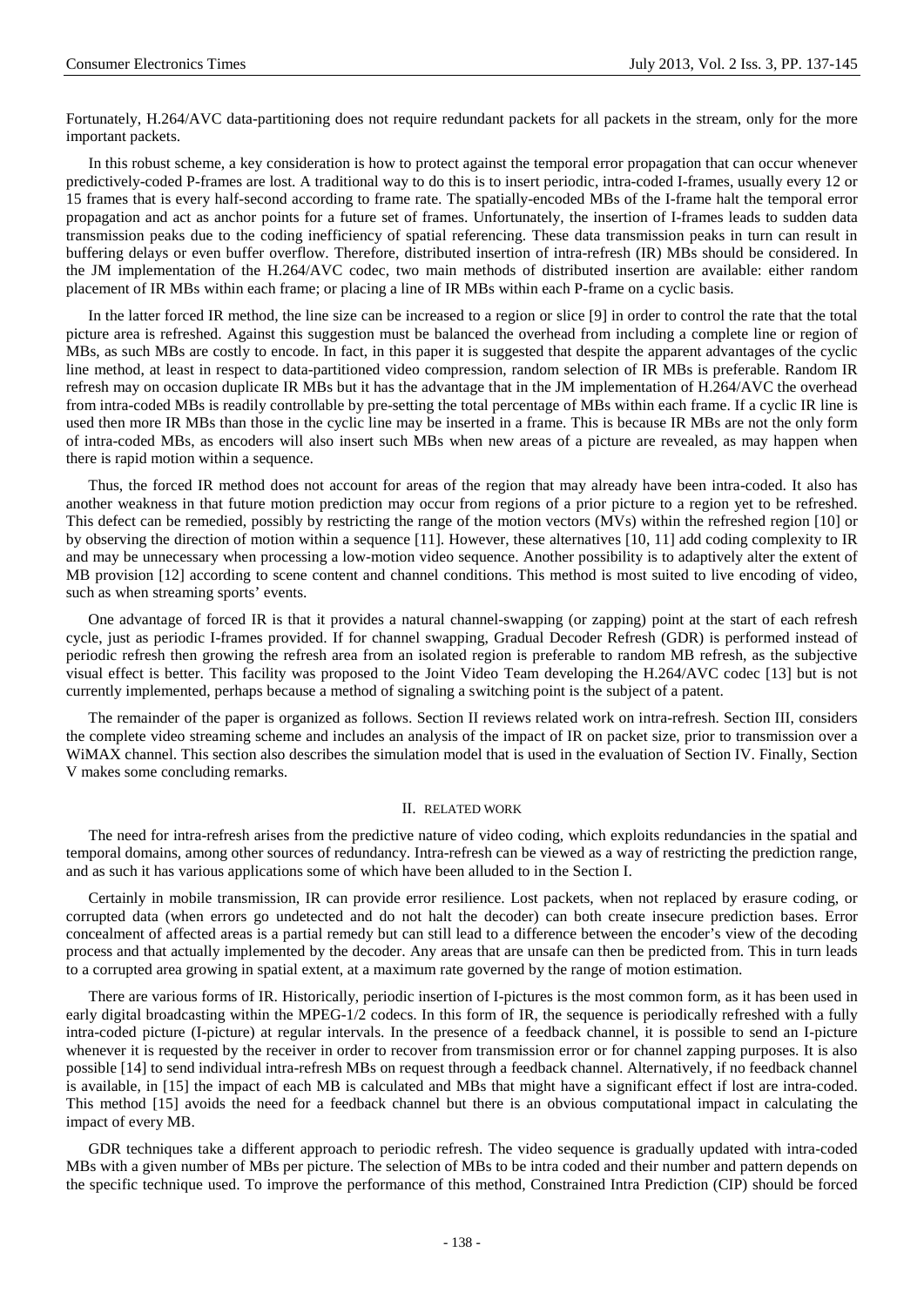Fortunately, H.264/AVC data-partitioning does not require redundant packets for all packets in the stream, only for the more important packets.

In this robust scheme, a key consideration is how to protect against the temporal error propagation that can occur whenever predictively-coded P-frames are lost. A traditional way to do this is to insert periodic, intra-coded I-frames, usually every 12 or 15 frames that is every half-second according to frame rate. The spatially-encoded MBs of the I-frame halt the temporal error propagation and act as anchor points for a future set of frames. Unfortunately, the insertion of I-frames leads to sudden data transmission peaks due to the coding inefficiency of spatial referencing. These data transmission peaks in turn can result in buffering delays or even buffer overflow. Therefore, distributed insertion of intra-refresh (IR) MBs should be considered. In the JM implementation of the H.264/AVC codec, two main methods of distributed insertion are available: either random placement of IR MBs within each frame; or placing a line of IR MBs within each P-frame on a cyclic basis.

In the latter forced IR method, the line size can be increased to a region or slice [9] in order to control the rate that the total picture area is refreshed. Against this suggestion must be balanced the overhead from including a complete line or region of MBs, as such MBs are costly to encode. In fact, in this paper it is suggested that despite the apparent advantages of the cyclic line method, at least in respect to data-partitioned video compression, random selection of IR MBs is preferable. Random IR refresh may on occasion duplicate IR MBs but it has the advantage that in the JM implementation of H.264/AVC the overhead from intra-coded MBs is readily controllable by pre-setting the total percentage of MBs within each frame. If a cyclic IR line is used then more IR MBs than those in the cyclic line may be inserted in a frame. This is because IR MBs are not the only form of intra-coded MBs, as encoders will also insert such MBs when new areas of a picture are revealed, as may happen when there is rapid motion within a sequence.

Thus, the forced IR method does not account for areas of the region that may already have been intra-coded. It also has another weakness in that future motion prediction may occur from regions of a prior picture to a region yet to be refreshed. This defect can be remedied, possibly by restricting the range of the motion vectors (MVs) within the refreshed region [10] or by observing the direction of motion within a sequence [11]. However, these alternatives [10, 11] add coding complexity to IR and may be unnecessary when processing a low-motion video sequence. Another possibility is to adaptively alter the extent of MB provision [12] according to scene content and channel conditions. This method is most suited to live encoding of video, such as when streaming sports' events.

One advantage of forced IR is that it provides a natural channel-swapping (or zapping) point at the start of each refresh cycle, just as periodic I-frames provided. If for channel swapping, Gradual Decoder Refresh (GDR) is performed instead of periodic refresh then growing the refresh area from an isolated region is preferable to random MB refresh, as the subjective visual effect is better. This facility was proposed to the Joint Video Team developing the H.264/AVC codec [13] but is not currently implemented, perhaps because a method of signaling a switching point is the subject of a patent.

The remainder of the paper is organized as follows. Section II reviews related work on intra-refresh. Section III, considers the complete video streaming scheme and includes an analysis of the impact of IR on packet size, prior to transmission over a WiMAX channel. This section also describes the simulation model that is used in the evaluation of Section IV. Finally, Section V makes some concluding remarks.

## II. RELATED WORK

The need for intra-refresh arises from the predictive nature of video coding, which exploits redundancies in the spatial and temporal domains, among other sources of redundancy. Intra-refresh can be viewed as a way of restricting the prediction range, and as such it has various applications some of which have been alluded to in the Section I.

Certainly in mobile transmission, IR can provide error resilience. Lost packets, when not replaced by erasure coding, or corrupted data (when errors go undetected and do not halt the decoder) can both create insecure prediction bases. Error concealment of affected areas is a partial remedy but can still lead to a difference between the encoder's view of the decoding process and that actually implemented by the decoder. Any areas that are unsafe can then be predicted from. This in turn leads to a corrupted area growing in spatial extent, at a maximum rate governed by the range of motion estimation.

There are various forms of IR. Historically, periodic insertion of I-pictures is the most common form, as it has been used in early digital broadcasting within the MPEG-1/2 codecs. In this form of IR, the sequence is periodically refreshed with a fully intra-coded picture (I-picture) at regular intervals. In the presence of a feedback channel, it is possible to send an I-picture whenever it is requested by the receiver in order to recover from transmission error or for channel zapping purposes. It is also possible [14] to send individual intra-refresh MBs on request through a feedback channel. Alternatively, if no feedback channel is available, in [15] the impact of each MB is calculated and MBs that might have a significant effect if lost are intra-coded. This method [15] avoids the need for a feedback channel but there is an obvious computational impact in calculating the impact of every MB.

GDR techniques take a different approach to periodic refresh. The video sequence is gradually updated with intra-coded MBs with a given number of MBs per picture. The selection of MBs to be intra coded and their number and pattern depends on the specific technique used. To improve the performance of this method, Constrained Intra Prediction (CIP) should be forced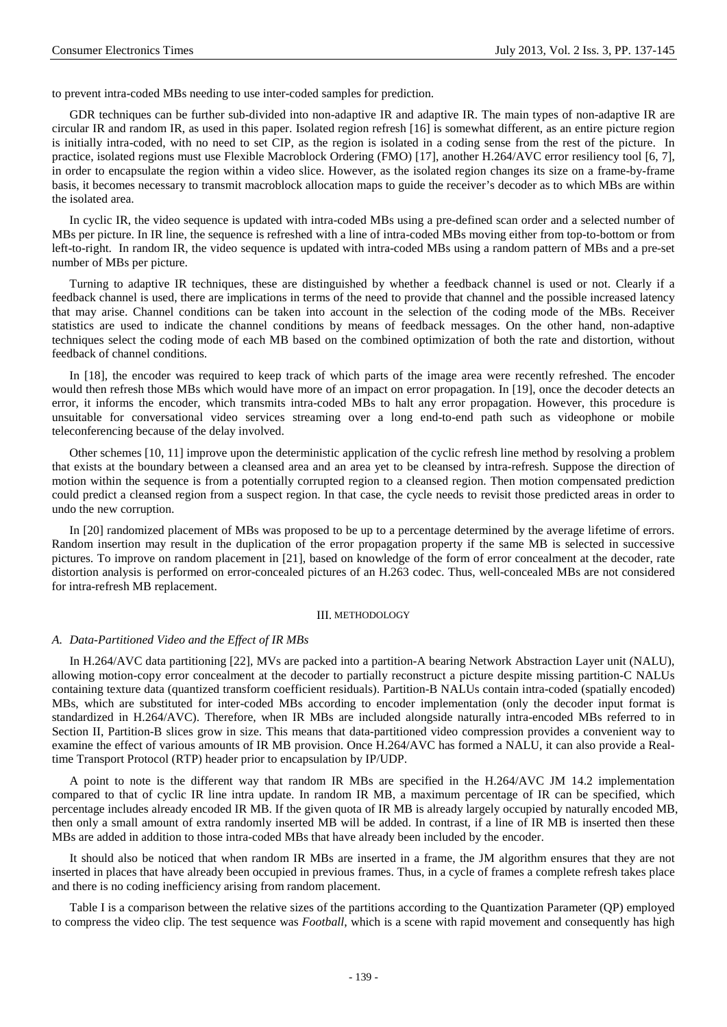to prevent intra-coded MBs needing to use inter-coded samples for prediction.

GDR techniques can be further sub-divided into non-adaptive IR and adaptive IR. The main types of non-adaptive IR are circular IR and random IR, as used in this paper. Isolated region refresh [16] is somewhat different, as an entire picture region is initially intra-coded, with no need to set CIP, as the region is isolated in a coding sense from the rest of the picture. In practice, isolated regions must use Flexible Macroblock Ordering (FMO) [17], another H.264/AVC error resiliency tool [6, 7], in order to encapsulate the region within a video slice. However, as the isolated region changes its size on a frame-by-frame basis, it becomes necessary to transmit macroblock allocation maps to guide the receiver's decoder as to which MBs are within the isolated area.

In cyclic IR, the video sequence is updated with intra-coded MBs using a pre-defined scan order and a selected number of MBs per picture. In IR line, the sequence is refreshed with a line of intra-coded MBs moving either from top-to-bottom or from left-to-right. In random IR, the video sequence is updated with intra-coded MBs using a random pattern of MBs and a pre-set number of MBs per picture.

Turning to adaptive IR techniques, these are distinguished by whether a feedback channel is used or not. Clearly if a feedback channel is used, there are implications in terms of the need to provide that channel and the possible increased latency that may arise. Channel conditions can be taken into account in the selection of the coding mode of the MBs. Receiver statistics are used to indicate the channel conditions by means of feedback messages. On the other hand, non-adaptive techniques select the coding mode of each MB based on the combined optimization of both the rate and distortion, without feedback of channel conditions.

In [18], the encoder was required to keep track of which parts of the image area were recently refreshed. The encoder would then refresh those MBs which would have more of an impact on error propagation. In [19], once the decoder detects an error, it informs the encoder, which transmits intra-coded MBs to halt any error propagation. However, this procedure is unsuitable for conversational video services streaming over a long end-to-end path such as videophone or mobile teleconferencing because of the delay involved.

Other schemes [10, 11] improve upon the deterministic application of the cyclic refresh line method by resolving a problem that exists at the boundary between a cleansed area and an area yet to be cleansed by intra-refresh. Suppose the direction of motion within the sequence is from a potentially corrupted region to a cleansed region. Then motion compensated prediction could predict a cleansed region from a suspect region. In that case, the cycle needs to revisit those predicted areas in order to undo the new corruption.

In [20] randomized placement of MBs was proposed to be up to a percentage determined by the average lifetime of errors. Random insertion may result in the duplication of the error propagation property if the same MB is selected in successive pictures. To improve on random placement in [21], based on knowledge of the form of error concealment at the decoder, rate distortion analysis is performed on error-concealed pictures of an H.263 codec. Thus, well-concealed MBs are not considered for intra-refresh MB replacement.

## III. METHODOLOGY

### *A. Data-Partitioned Video and the Effect of IR MBs*

In H.264/AVC data partitioning [22], MVs are packed into a partition-A bearing Network Abstraction Layer unit (NALU), allowing motion-copy error concealment at the decoder to partially reconstruct a picture despite missing partition-C NALUs containing texture data (quantized transform coefficient residuals). Partition-B NALUs contain intra-coded (spatially encoded) MBs, which are substituted for inter-coded MBs according to encoder implementation (only the decoder input format is standardized in H.264/AVC). Therefore, when IR MBs are included alongside naturally intra-encoded MBs referred to in Section II, Partition-B slices grow in size. This means that data-partitioned video compression provides a convenient way to examine the effect of various amounts of IR MB provision. Once H.264/AVC has formed a NALU, it can also provide a Real-time Transport Protocol (RTP) header prior to encapsulation by IP/UDP.

A point to note is the different way that random IR MBs are specified in the H.264/AVC JM 14.2 implementation compared to that of cyclic IR line intra update. In random IR MB, a maximum percentage of IR can be specified, which percentage includes already encoded IR MB. If the given quota of IR MB is already largely occupied by naturally encoded MB, then only a small amount of extra randomly inserted MB will be added. In contrast, if a line of IR MB is inserted then these MBs are added in addition to those intra-coded MBs that have already been included by the encoder.

It should also be noticed that when random IR MBs are inserted in a frame, the JM algorithm ensures that they are not inserted in places that have already been occupied in previous frames. Thus, in a cycle of frames a complete refresh takes place and there is no coding inefficiency arising from random placement.

Table I is a comparison between the relative sizes of the partitions according to the Quantization Parameter (QP) employed to compress the video clip. The test sequence was *Football*, which is a scene with rapid movement and consequently has high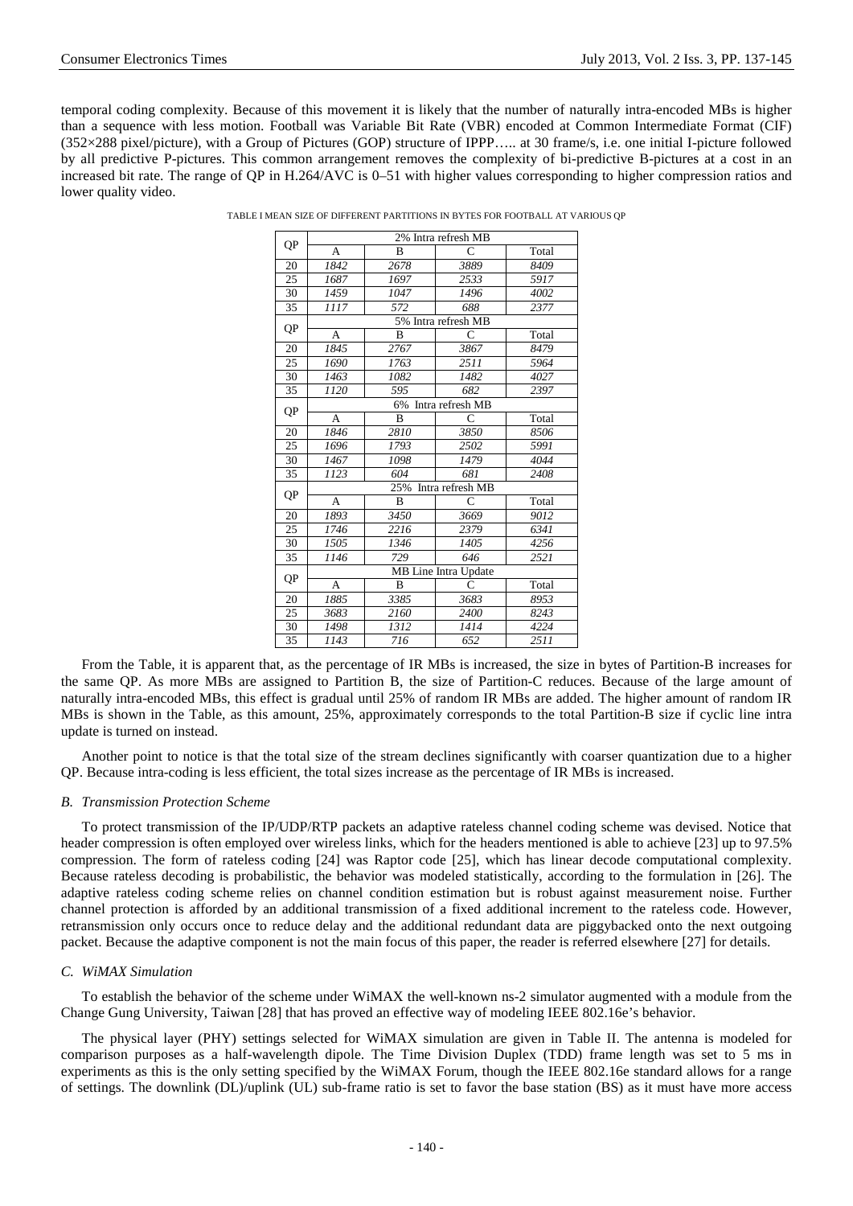temporal coding complexity. Because of this movement it is likely that the number of naturally intra-encoded MBs is higher than a sequence with less motion. Football was Variable Bit Rate (VBR) encoded at Common Intermediate Format (CIF) (352×288 pixel/picture), with a Group of Pictures (GOP) structure of IPPP….. at 30 frame/s, i.e. one initial I-picture followed by all predictive P-pictures. This common arrangement removes the complexity of bi-predictive B-pictures at a cost in an increased bit rate. The range of QP in H.264/AVC is 0–51 with higher values corresponding to higher compression ratios and lower quality video.

TABLE I MEAN SIZE OF DIFFERENT PARTITIONS IN BYTES FOR FOOTBALL AT VARIOUS QP

| QP | 2% Intra refresh MB | | | |
|---|---|---|---|---|
| | A | B | C | Total |
| 20 | *1842* | *2678* | *3889* | *8409* |
| 25 | *1687* | *1697* | *2533* | *5917* |
| 30 | *1459* | *1047* | *1496* | *4002* |
| 35 | *1117* | *572* | *688* | *2377* |
| QP | 5% Intra refresh MB | | | |
| | A | B | C | Total |
| 20 | *1845* | *2767* | *3867* | *8479* |
| 25 | *1690* | *1763* | *2511* | *5964* |
| 30 | *1463* | *1082* | *1482* | *4027* |
| 35 | *1120* | *595* | *682* | *2397* |
| QP | 6% Intra refresh MB | | | |
| | A | B | C | Total |
| 20 | *1846* | *2810* | *3850* | *8506* |
| 25 | *1696* | *1793* | *2502* | *5991* |
| 30 | *1467* | *1098* | *1479* | *4044* |
| 35 | *1123* | *604* | *681* | *2408* |
| QP | 25% Intra refresh MB | | | |
| | A | B | C | Total |
| 20 | *1893* | *3450* | *3669* | *9012* |
| 25 | *1746* | *2216* | *2379* | *6341* |
| 30 | *1505* | *1346* | *1405* | *4256* |
| 35 | *1146* | *729* | *646* | *2521* |
| QP | MB Line Intra Update | | | |
| | A | B | C | Total |
| 20 | *1885* | *3385* | *3683* | *8953* |
| 25 | *3683* | *2160* | *2400* | *8243* |
| 30 | *1498* | *1312* | *1414* | *4224* |
| 35 | *1143* | *716* | *652* | *2511* |

From the Table, it is apparent that, as the percentage of IR MBs is increased, the size in bytes of Partition-B increases for the same QP. As more MBs are assigned to Partition B, the size of Partition-C reduces. Because of the large amount of naturally intra-encoded MBs, this effect is gradual until 25% of random IR MBs are added. The higher amount of random IR MBs is shown in the Table, as this amount, 25%, approximately corresponds to the total Partition-B size if cyclic line intra update is turned on instead.

Another point to notice is that the total size of the stream declines significantly with coarser quantization due to a higher QP. Because intra-coding is less efficient, the total sizes increase as the percentage of IR MBs is increased.

### *B. Transmission Protection Scheme*

To protect transmission of the IP/UDP/RTP packets an adaptive rateless channel coding scheme was devised. Notice that header compression is often employed over wireless links, which for the headers mentioned is able to achieve [23] up to 97.5% compression. The form of rateless coding [24] was Raptor code [25], which has linear decode computational complexity. Because rateless decoding is probabilistic, the behavior was modeled statistically, according to the formulation in [26]. The adaptive rateless coding scheme relies on channel condition estimation but is robust against measurement noise. Further channel protection is afforded by an additional transmission of a fixed additional increment to the rateless code. However, retransmission only occurs once to reduce delay and the additional redundant data are piggybacked onto the next outgoing packet. Because the adaptive component is not the main focus of this paper, the reader is referred elsewhere [27] for details.

### *C. WiMAX Simulation*

To establish the behavior of the scheme under WiMAX the well-known ns-2 simulator augmented with a module from the Change Gung University, Taiwan [28] that has proved an effective way of modeling IEEE 802.16e's behavior.

The physical layer (PHY) settings selected for WiMAX simulation are given in Table II. The antenna is modeled for comparison purposes as a half-wavelength dipole. The Time Division Duplex (TDD) frame length was set to 5 ms in experiments as this is the only setting specified by the WiMAX Forum, though the IEEE 802.16e standard allows for a range of settings. The downlink (DL)/uplink (UL) sub-frame ratio is set to favor the base station (BS) as it must have more access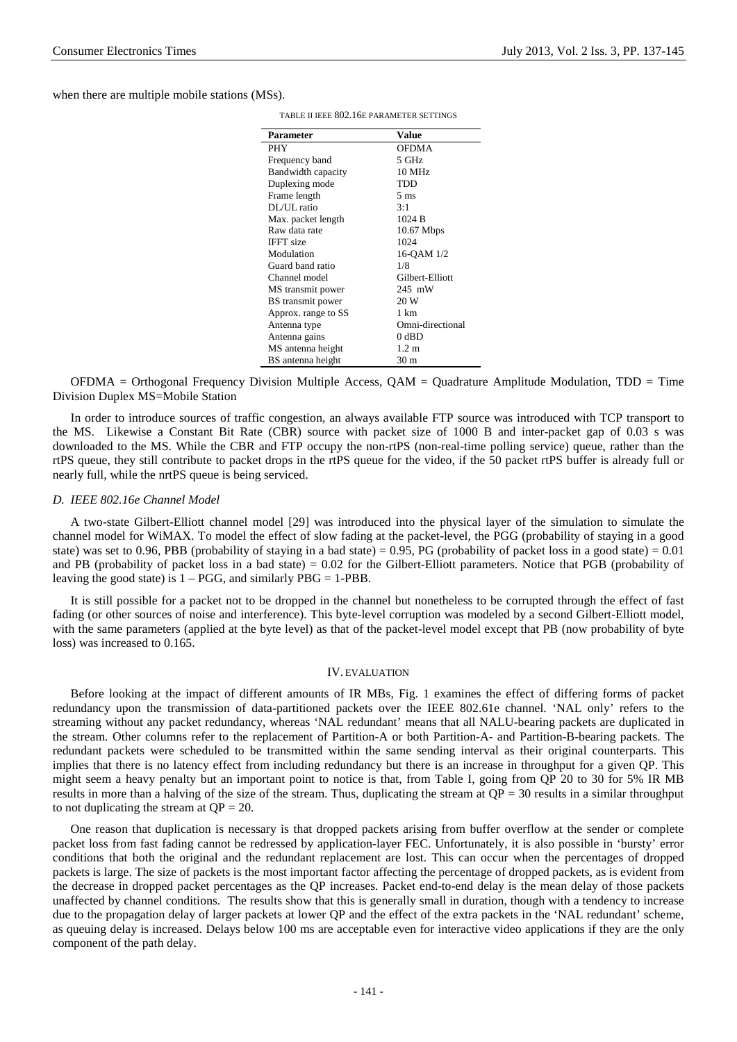when there are multiple mobile stations (MSs).

TABLE II IEEE 802.16E PARAMETER SETTINGS

| Parameter | Value |
|---|---|
| PHY | OFDMA |
| Frequency band | 5 GHz |
| Bandwidth capacity | 10 MHz |
| Duplexing mode | TDD |
| Frame length | 5 ms |
| DL/UL ratio | 3:1 |
| Max. packet length | 1024 B |
| Raw data rate | 10.67 Mbps |
| IFFT size | 1024 |
| Modulation | 16-QAM 1/2 |
| Guard band ratio | 1/8 |
| Channel model | Gilbert-Elliott |
| MS transmit power | 245 mW |
| BS transmit power | 20 W |
| Approx. range to SS | 1 km |
| Antenna type | Omni-directional |
| Antenna gains | 0 dBD |
| MS antenna height | 1.2 m |
| BS antenna height | 30 m |

OFDMA = Orthogonal Frequency Division Multiple Access, QAM = Quadrature Amplitude Modulation, TDD = Time Division Duplex MS=Mobile Station

In order to introduce sources of traffic congestion, an always available FTP source was introduced with TCP transport to the MS. Likewise a Constant Bit Rate (CBR) source with packet size of 1000 B and inter-packet gap of 0.03 s was downloaded to the MS. While the CBR and FTP occupy the non-rtPS (non-real-time polling service) queue, rather than the rtPS queue, they still contribute to packet drops in the rtPS queue for the video, if the 50 packet rtPS buffer is already full or nearly full, while the nrtPS queue is being serviced.

### *D. IEEE 802.16e Channel Model*

A two-state Gilbert-Elliott channel model [29] was introduced into the physical layer of the simulation to simulate the channel model for WiMAX. To model the effect of slow fading at the packet-level, the PGG (probability of staying in a good state) was set to 0.96, PBB (probability of staying in a bad state) = 0.95, PG (probability of packet loss in a good state) = 0.01 and PB (probability of packet loss in a bad state) = 0.02 for the Gilbert-Elliott parameters. Notice that PGB (probability of leaving the good state) is 1 – PGG, and similarly PBG = 1-PBB.

It is still possible for a packet not to be dropped in the channel but nonetheless to be corrupted through the effect of fast fading (or other sources of noise and interference). This byte-level corruption was modeled by a second Gilbert-Elliott model, with the same parameters (applied at the byte level) as that of the packet-level model except that PB (now probability of byte loss) was increased to 0.165.

## IV. EVALUATION

Before looking at the impact of different amounts of IR MBs, Fig. 1 examines the effect of differing forms of packet redundancy upon the transmission of data-partitioned packets over the IEEE 802.61e channel. 'NAL only' refers to the streaming without any packet redundancy, whereas 'NAL redundant' means that all NALU-bearing packets are duplicated in the stream. Other columns refer to the replacement of Partition-A or both Partition-A- and Partition-B-bearing packets. The redundant packets were scheduled to be transmitted within the same sending interval as their original counterparts. This implies that there is no latency effect from including redundancy but there is an increase in throughput for a given QP. This might seem a heavy penalty but an important point to notice is that, from Table I, going from QP 20 to 30 for 5% IR MB results in more than a halving of the size of the stream. Thus, duplicating the stream at QP = 30 results in a similar throughput to not duplicating the stream at QP = 20.

One reason that duplication is necessary is that dropped packets arising from buffer overflow at the sender or complete packet loss from fast fading cannot be redressed by application-layer FEC. Unfortunately, it is also possible in 'bursty' error conditions that both the original and the redundant replacement are lost. This can occur when the percentages of dropped packets is large. The size of packets is the most important factor affecting the percentage of dropped packets, as is evident from the decrease in dropped packet percentages as the QP increases. Packet end-to-end delay is the mean delay of those packets unaffected by channel conditions. The results show that this is generally small in duration, though with a tendency to increase due to the propagation delay of larger packets at lower QP and the effect of the extra packets in the 'NAL redundant' scheme, as queuing delay is increased. Delays below 100 ms are acceptable even for interactive video applications if they are the only component of the path delay.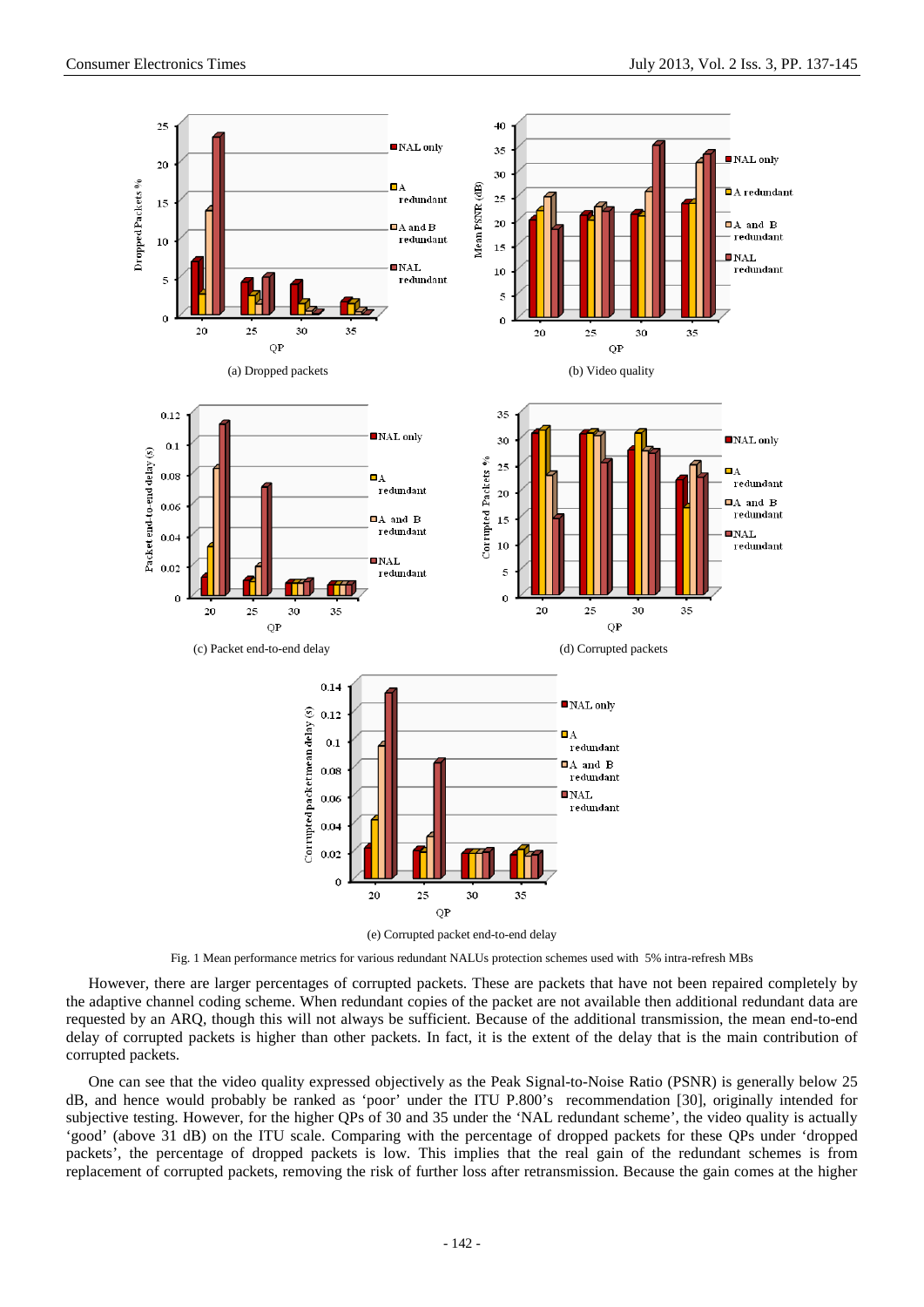(a) Dropped packets

(b) Video quality

(c) Packet end-to-end delay

(d) Corrupted packets

(e) Corrupted packet end-to-end delay

Fig. 1 Mean performance metrics for various redundant NALUs protection schemes used with 5% intra-refresh MBs

However, there are larger percentages of corrupted packets. These are packets that have not been repaired completely by the adaptive channel coding scheme. When redundant copies of the packet are not available then additional redundant data are requested by an ARQ, though this will not always be sufficient. Because of the additional transmission, the mean end-to-end delay of corrupted packets is higher than other packets. In fact, it is the extent of the delay that is the main contribution of corrupted packets.

One can see that the video quality expressed objectively as the Peak Signal-to-Noise Ratio (PSNR) is generally below 25 dB, and hence would probably be ranked as 'poor' under the ITU P.800's recommendation [30], originally intended for subjective testing. However, for the higher QPs of 30 and 35 under the 'NAL redundant scheme', the video quality is actually 'good' (above 31 dB) on the ITU scale. Comparing with the percentage of dropped packets for these QPs under 'dropped packets', the percentage of dropped packets is low. This implies that the real gain of the redundant schemes is from replacement of corrupted packets, removing the risk of further loss after retransmission. Because the gain comes at the higher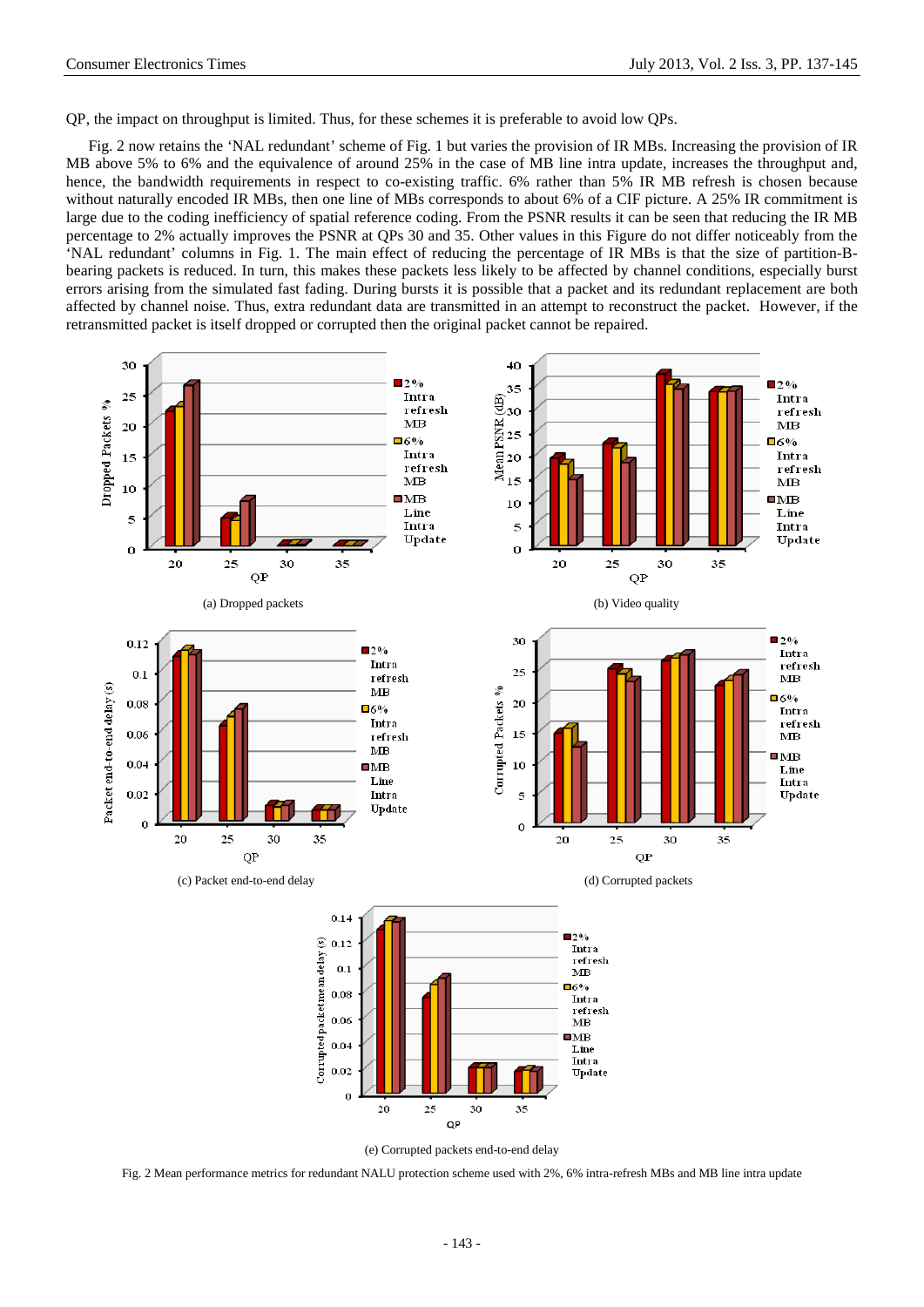QP, the impact on throughput is limited. Thus, for these schemes it is preferable to avoid low QPs.

Fig. 2 now retains the 'NAL redundant' scheme of Fig. 1 but varies the provision of IR MBs. Increasing the provision of IR MB above 5% to 6% and the equivalence of around 25% in the case of MB line intra update, increases the throughput and, hence, the bandwidth requirements in respect to co-existing traffic. 6% rather than 5% IR MB refresh is chosen because without naturally encoded IR MBs, then one line of MBs corresponds to about 6% of a CIF picture. A 25% IR commitment is large due to the coding inefficiency of spatial reference coding. From the PSNR results it can be seen that reducing the IR MB percentage to 2% actually improves the PSNR at QPs 30 and 35. Other values in this Figure do not differ noticeably from the 'NAL redundant' columns in Fig. 1. The main effect of reducing the percentage of IR MBs is that the size of partition-B-bearing packets is reduced. In turn, this makes these packets less likely to be affected by channel conditions, especially burst errors arising from the simulated fast fading. During bursts it is possible that a packet and its redundant replacement are both affected by channel noise. Thus, extra redundant data are transmitted in an attempt to reconstruct the packet. However, if the retransmitted packet is itself dropped or corrupted then the original packet cannot be repaired.

(a) Dropped packets

(b) Video quality

(c) Packet end-to-end delay

(d) Corrupted packets

(e) Corrupted packets end-to-end delay

Fig. 2 Mean performance metrics for redundant NALU protection scheme used with 2%, 6% intra-refresh MBs and MB line intra update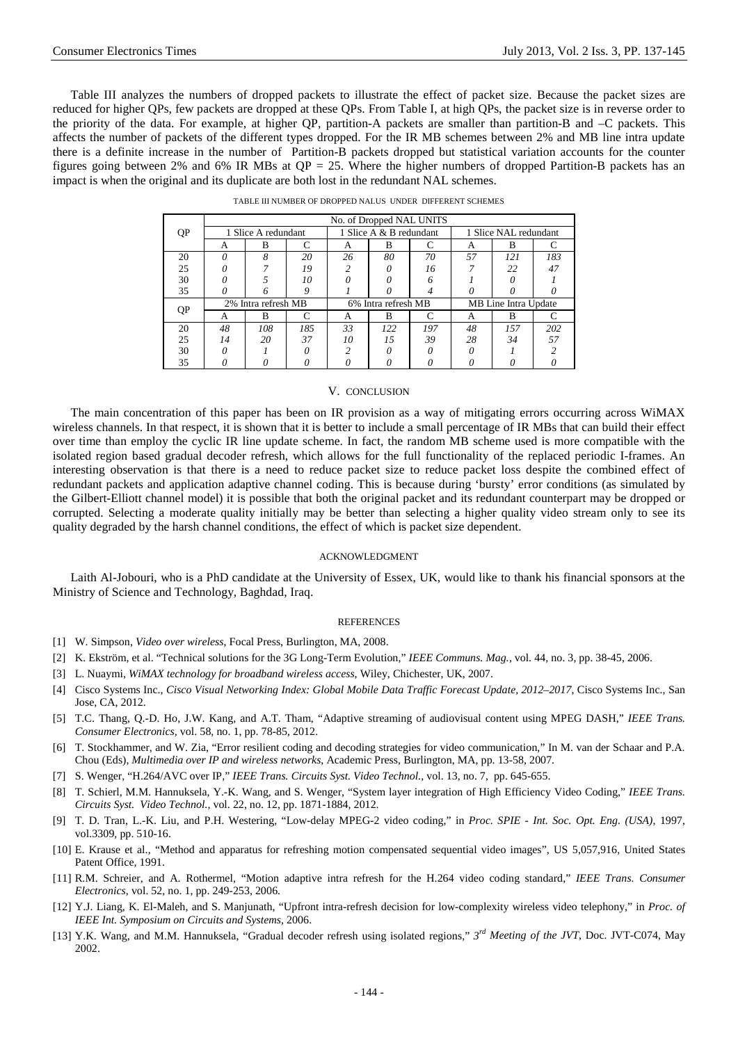Table III analyzes the numbers of dropped packets to illustrate the effect of packet size. Because the packet sizes are reduced for higher QPs, few packets are dropped at these QPs. From Table I, at high QPs, the packet size is in reverse order to the priority of the data. For example, at higher QP, partition-A packets are smaller than partition-B and –C packets. This affects the number of packets of the different types dropped. For the IR MB schemes between 2% and MB line intra update there is a definite increase in the number of Partition-B packets dropped but statistical variation accounts for the counter figures going between 2% and 6% IR MBs at QP = 25. Where the higher numbers of dropped Partition-B packets has an impact is when the original and its duplicate are both lost in the redundant NAL schemes.

TABLE III NUMBER OF DROPPED NALUS UNDER DIFFERENT SCHEMES

| QP | No. of Dropped NAL UNITS | | | | | | | | |
|---|---|---|---|---|---|---|---|---|---|
| | 1 Slice A redundant | | | 1 Slice A & B redundant | | | 1 Slice NAL redundant | | |
| | A | B | C | A | B | C | A | B | C |
| 20 | *0* | *8* | *20* | *26* | *80* | *70* | *57* | *121* | *183* |
| 25 | *0* | *7* | *19* | *2* | *0* | *16* | *7* | *22* | *47* |
| 30 | *0* | *5* | *10* | *0* | *0* | *6* | *1* | *0* | *1* |
| 35 | *0* | *6* | *9* | *1* | *0* | *4* | *0* | *0* | *0* |
| QP | 2% Intra refresh MB | | | 6% Intra refresh MB | | | MB Line Intra Update | | |
| | A | B | C | A | B | C | A | B | C |
| 20 | *48* | *108* | *185* | *33* | *122* | *197* | *48* | *157* | *202* |
| 25 | *14* | *20* | *37* | *10* | *15* | *39* | *28* | *34* | *57* |
| 30 | *0* | *1* | *0* | *2* | *0* | *0* | *0* | *1* | *2* |
| 35 | *0* | *0* | *0* | *0* | *0* | *0* | *0* | *0* | *0* |

## V. CONCLUSION

The main concentration of this paper has been on IR provision as a way of mitigating errors occurring across WiMAX wireless channels. In that respect, it is shown that it is better to include a small percentage of IR MBs that can build their effect over time than employ the cyclic IR line update scheme. In fact, the random MB scheme used is more compatible with the isolated region based gradual decoder refresh, which allows for the full functionality of the replaced periodic I-frames. An interesting observation is that there is a need to reduce packet size to reduce packet loss despite the combined effect of redundant packets and application adaptive channel coding. This is because during 'bursty' error conditions (as simulated by the Gilbert-Elliott channel model) it is possible that both the original packet and its redundant counterpart may be dropped or corrupted. Selecting a moderate quality initially may be better than selecting a higher quality video stream only to see its quality degraded by the harsh channel conditions, the effect of which is packet size dependent.

## ACKNOWLEDGMENT

Laith Al-Jobouri, who is a PhD candidate at the University of Essex, UK, would like to thank his financial sponsors at the Ministry of Science and Technology, Baghdad, Iraq.

## REFERENCES

[1] W. Simpson, *Video over wireless*, Focal Press, Burlington, MA, 2008.

[2] K. Ekström, et al. "Technical solutions for the 3G Long-Term Evolution," *IEEE Communs. Mag.*, vol. 44, no. 3, pp. 38-45, 2006.

[3] L. Nuaymi, *WiMAX technology for broadband wireless access*, Wiley, Chichester, UK, 2007.

[4] Cisco Systems Inc., *Cisco Visual Networking Index: Global Mobile Data Traffic Forecast Update, 2012–2017*, Cisco Systems Inc., San Jose, CA, 2012.

[5] T.C. Thang, Q.-D. Ho, J.W. Kang, and A.T. Tham, "Adaptive streaming of audiovisual content using MPEG DASH," *IEEE Trans. Consumer Electronics*, vol. 58, no. 1, pp. 78-85, 2012.

[6] T. Stockhammer, and W. Zia, "Error resilient coding and decoding strategies for video communication," In M. van der Schaar and P.A. Chou (Eds), *Multimedia over IP and wireless networks*, Academic Press, Burlington, MA, pp. 13-58, 2007.

[7] S. Wenger, "H.264/AVC over IP," *IEEE Trans. Circuits Syst. Video Technol.*, vol. 13, no. 7, pp. 645-655.

[8] T. Schierl, M.M. Hannuksela, Y.-K. Wang, and S. Wenger, "System layer integration of High Efficiency Video Coding," *IEEE Trans. Circuits Syst. Video Technol.*, vol. 22, no. 12, pp. 1871-1884, 2012.

[9] T. D. Tran, L.-K. Liu, and P.H. Westering, "Low-delay MPEG-2 video coding," in *Proc. SPIE - Int. Soc. Opt. Eng. (USA)*, 1997, vol.3309, pp. 510-16.

[10] E. Krause et al., "Method and apparatus for refreshing motion compensated sequential video images", US 5,057,916, United States Patent Office, 1991.

[11] R.M. Schreier, and A. Rothermel, "Motion adaptive intra refresh for the H.264 video coding standard," *IEEE Trans. Consumer Electronics*, vol. 52, no. 1, pp. 249-253, 2006.

[12] Y.J. Liang, K. El-Maleh, and S. Manjunath, "Upfront intra-refresh decision for low-complexity wireless video telephony," in *Proc. of IEEE Int. Symposium on Circuits and Systems*, 2006.

[13] Y.K. Wang, and M.M. Hannuksela, "Gradual decoder refresh using isolated regions," *3rd Meeting of the JVT*, Doc. JVT-C074, May 2002.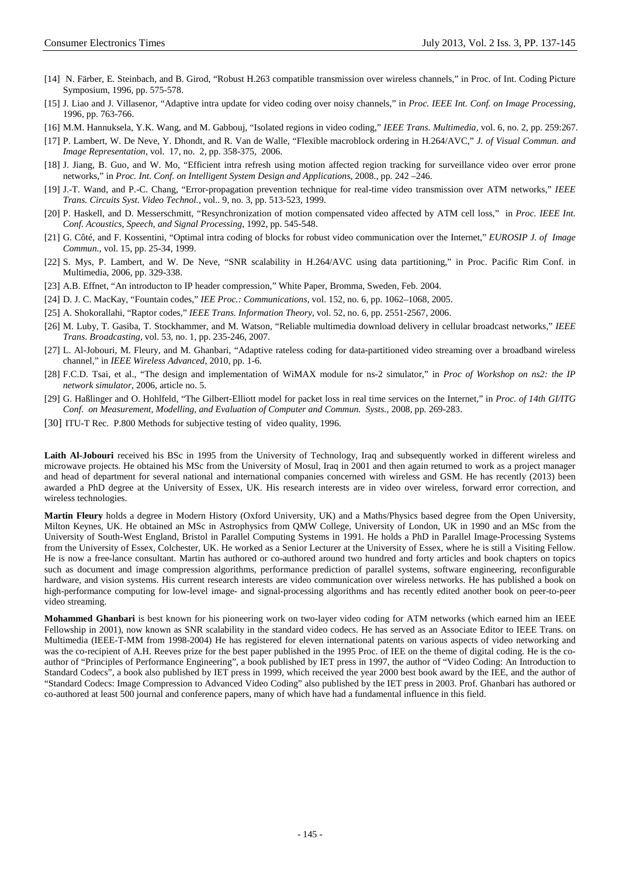[14] N. Färber, E. Steinbach, and B. Girod, "Robust H.263 compatible transmission over wireless channels," in Proc. of Int. Coding Picture Symposium, 1996, pp. 575-578.

[15] J. Liao and J. Villasenor, "Adaptive intra update for video coding over noisy channels," in *Proc. IEEE Int. Conf. on Image Processing*, 1996, pp. 763-766.

[16] M.M. Hannuksela, Y.K. Wang, and M. Gabbouj, "Isolated regions in video coding," *IEEE Trans. Multimedia*, vol. 6, no. 2, pp. 259:267.

[17] P. Lambert, W. De Neve, Y. Dhondt, and R. Van de Walle, "Flexible macroblock ordering in H.264/AVC," *J. of Visual Commun. and Image Representation*, vol. 17, no. 2, pp. 358-375, 2006.

[18] J. Jiang, B. Guo, and W. Mo, "Efficient intra refresh using motion affected region tracking for surveillance video over error prone networks," in *Proc. Int. Conf. on Intelligent System Design and Applications*, 2008., pp. 242 –246.

[19] J.-T. Wand, and P.-C. Chang, "Error-propagation prevention technique for real-time video transmission over ATM networks," *IEEE Trans. Circuits Syst. Video Technol.*, vol.. 9, no. 3, pp. 513-523, 1999.

[20] P. Haskell, and D. Messerschmitt, "Resynchronization of motion compensated video affected by ATM cell loss," in *Proc. IEEE Int. Conf. Acoustics, Speech, and Signal Processing*, 1992, pp. 545-548.

[21] G. Côté, and F. Kossentini, "Optimal intra coding of blocks for robust video communication over the Internet," *EUROSIP J. of Image Commun.*, vol. 15, pp. 25-34, 1999.

[22] S. Mys, P. Lambert, and W. De Neve, "SNR scalability in H.264/AVC using data partitioning," in Proc. Pacific Rim Conf. in Multimedia, 2006, pp. 329-338.

[23] A.B. Effnet, "An introducton to IP header compression," White Paper, Bromma, Sweden, Feb. 2004.

[24] D. J. C. MacKay, "Fountain codes," *IEE Proc.: Communications*, vol. 152, no. 6, pp. 1062–1068, 2005.

[25] A. Shokorallahi, "Raptor codes," *IEEE Trans. Information Theory*, vol. 52, no. 6, pp. 2551-2567, 2006.

[26] M. Luby, T. Gasiba, T. Stockhammer, and M. Watson, "Reliable multimedia download delivery in cellular broadcast networks," *IEEE Trans. Broadcasting*, vol. 53, no. 1, pp. 235-246, 2007.

[27] L. Al-Jobouri, M. Fleury, and M. Ghanbari, "Adaptive rateless coding for data-partitioned video streaming over a broadband wireless channel," in *IEEE Wireless Advanced*, 2010, pp. 1-6.

[28] F.C.D. Tsai, et al., "The design and implementation of WiMAX module for ns-2 simulator," in *Proc of Workshop on ns2: the IP network simulator*, 2006, article no. 5.

[29] G. Haßlinger and O. Hohlfeld, "The Gilbert-Elliott model for packet loss in real time services on the Internet," in *Proc. of 14th GI/ITG Conf. on Measurement, Modelling, and Evaluation of Computer and Commun. Systs.*, 2008, pp. 269-283.

[30] ITU-T Rec. P.800 Methods for subjective testing of video quality, 1996.

**Laith Al-Jobouri** received his BSc in 1995 from the University of Technology, Iraq and subsequently worked in different wireless and microwave projects. He obtained his MSc from the University of Mosul, Iraq in 2001 and then again returned to work as a project manager and head of department for several national and international companies concerned with wireless and GSM. He has recently (2013) been awarded a PhD degree at the University of Essex, UK. His research interests are in video over wireless, forward error correction, and wireless technologies.

**Martin Fleury** holds a degree in Modern History (Oxford University, UK) and a Maths/Physics based degree from the Open University, Milton Keynes, UK. He obtained an MSc in Astrophysics from QMW College, University of London, UK in 1990 and an MSc from the University of South-West England, Bristol in Parallel Computing Systems in 1991. He holds a PhD in Parallel Image-Processing Systems from the University of Essex, Colchester, UK. He worked as a Senior Lecturer at the University of Essex, where he is still a Visiting Fellow. He is now a free-lance consultant. Martin has authored or co-authored around two hundred and forty articles and book chapters on topics such as document and image compression algorithms, performance prediction of parallel systems, software engineering, reconfigurable hardware, and vision systems. His current research interests are video communication over wireless networks. He has published a book on high-performance computing for low-level image- and signal-processing algorithms and has recently edited another book on peer-to-peer video streaming.

**Mohammed Ghanbari** is best known for his pioneering work on two-layer video coding for ATM networks (which earned him an IEEE Fellowship in 2001), now known as SNR scalability in the standard video codecs. He has served as an Associate Editor to IEEE Trans. on Multimedia (IEEE-T-MM from 1998-2004) He has registered for eleven international patents on various aspects of video networking and was the co-recipient of A.H. Reeves prize for the best paper published in the 1995 Proc. of IEE on the theme of digital coding. He is the co-author of "Principles of Performance Engineering", a book published by IET press in 1997, the author of "Video Coding: An Introduction to Standard Codecs", a book also published by IET press in 1999, which received the year 2000 best book award by the IEE, and the author of "Standard Codecs: Image Compression to Advanced Video Coding" also published by the IET press in 2003. Prof. Ghanbari has authored or co-authored at least 500 journal and conference papers, many of which have had a fundamental influence in this field.